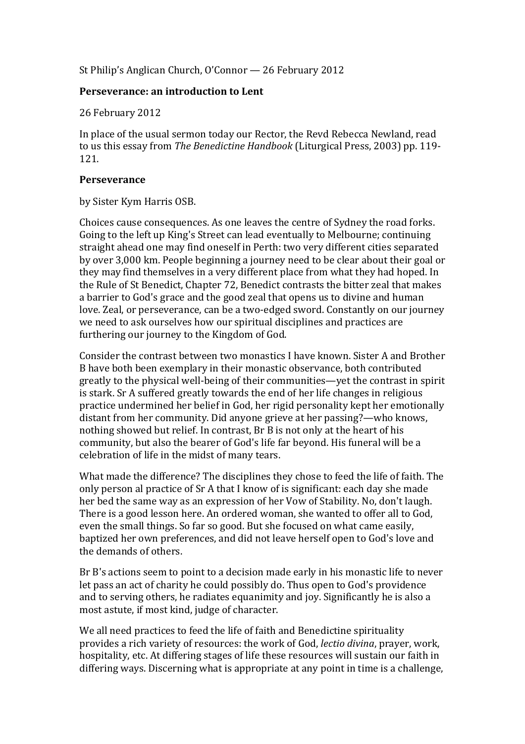St Philip's Anglican Church, O'Connor — 26 February 2012

**Perseverance: an introduction to Lent**

26 February 2012

In place of the usual sermon today our Rector, the Revd Rebecca Newland, read to us this essay from *The Benedictine Handbook* (Liturgical Press, 2003) pp. 119-121.

**Perseverance**

by Sister Kym Harris OSB.

Choices cause consequences. As one leaves the centre of Sydney the road forks. Going to the left up King's Street can lead eventually to Melbourne; continuing straight ahead one may find oneself in Perth: two very different cities separated by over 3,000 km. People beginning a journey need to be clear about their goal or they may find themselves in a very different place from what they had hoped. In the Rule of St Benedict, Chapter 72, Benedict contrasts the bitter zeal that makes a barrier to God's grace and the good zeal that opens us to divine and human love. Zeal, or perseverance, can be a two-edged sword. Constantly on our journey we need to ask ourselves how our spiritual disciplines and practices are furthering our journey to the Kingdom of God.

Consider the contrast between two monastics I have known. Sister A and Brother B have both been exemplary in their monastic observance, both contributed greatly to the physical well-being of their communities—yet the contrast in spirit is stark. Sr A suffered greatly towards the end of her life changes in religious practice undermined her belief in God, her rigid personality kept her emotionally distant from her community. Did anyone grieve at her passing?—who knows, nothing showed but relief. In contrast, Br B is not only at the heart of his community, but also the bearer of God's life far beyond. His funeral will be a celebration of life in the midst of many tears.

What made the difference? The disciplines they chose to feed the life of faith. The only person al practice of Sr A that I know of is significant: each day she made her bed the same way as an expression of her Vow of Stability. No, don't laugh. There is a good lesson here. An ordered woman, she wanted to offer all to God, even the small things. So far so good. But she focused on what came easily, baptized her own preferences, and did not leave herself open to God's love and the demands of others.

Br B's actions seem to point to a decision made early in his monastic life to never let pass an act of charity he could possibly do. Thus open to God's providence and to serving others, he radiates equanimity and joy. Significantly he is also a most astute, if most kind, judge of character.

We all need practices to feed the life of faith and Benedictine spirituality provides a rich variety of resources: the work of God, *lectio divina*, prayer, work, hospitality, etc. At differing stages of life these resources will sustain our faith in differing ways. Discerning what is appropriate at any point in time is a challenge,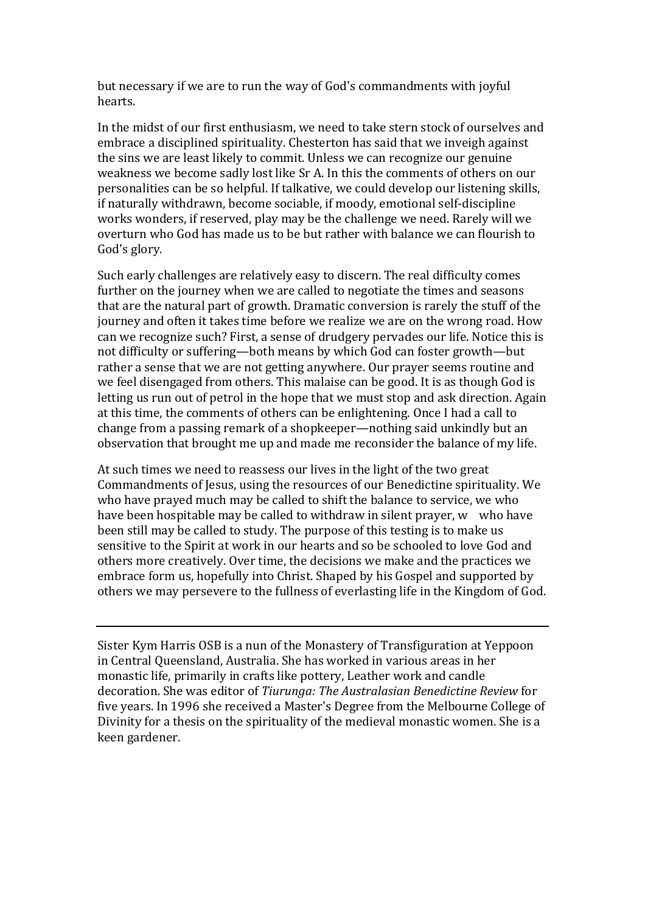but necessary if we are to run the way of God's commandments with joyful hearts.

In the midst of our first enthusiasm, we need to take stern stock of ourselves and embrace a disciplined spirituality. Chesterton has said that we inveigh against the sins we are least likely to commit. Unless we can recognize our genuine weakness we become sadly lost like Sr A. In this the comments of others on our personalities can be so helpful. If talkative, we could develop our listening skills, if naturally withdrawn, become sociable, if moody, emotional self-discipline works wonders, if reserved, play may be the challenge we need. Rarely will we overturn who God has made us to be but rather with balance we can flourish to God's glory.

Such early challenges are relatively easy to discern. The real difficulty comes further on the journey when we are called to negotiate the times and seasons that are the natural part of growth. Dramatic conversion is rarely the stuff of the journey and often it takes time before we realize we are on the wrong road. How can we recognize such? First, a sense of drudgery pervades our life. Notice this is not difficulty or suffering—both means by which God can foster growth—but rather a sense that we are not getting anywhere. Our prayer seems routine and we feel disengaged from others. This malaise can be good. It is as though God is letting us run out of petrol in the hope that we must stop and ask direction. Again at this time, the comments of others can be enlightening. Once I had a call to change from a passing remark of a shopkeeper—nothing said unkindly but an observation that brought me up and made me reconsider the balance of my life.

At such times we need to reassess our lives in the light of the two great Commandments of Jesus, using the resources of our Benedictine spirituality. We who have prayed much may be called to shift the balance to service, we who have been hospitable may be called to withdraw in silent prayer, w who have been still may be called to study. The purpose of this testing is to make us sensitive to the Spirit at work in our hearts and so be schooled to love God and others more creatively. Over time, the decisions we make and the practices we embrace form us, hopefully into Christ. Shaped by his Gospel and supported by others we may persevere to the fullness of everlasting life in the Kingdom of God.

---

Sister Kym Harris OSB is a nun of the Monastery of Transfiguration at Yeppoon in Central Queensland, Australia. She has worked in various areas in her monastic life, primarily in crafts like pottery, Leather work and candle decoration. She was editor of *Tiurunga: The Australasian Benedictine Review* for five years. In 1996 she received a Master's Degree from the Melbourne College of Divinity for a thesis on the spirituality of the medieval monastic women. She is a keen gardener.